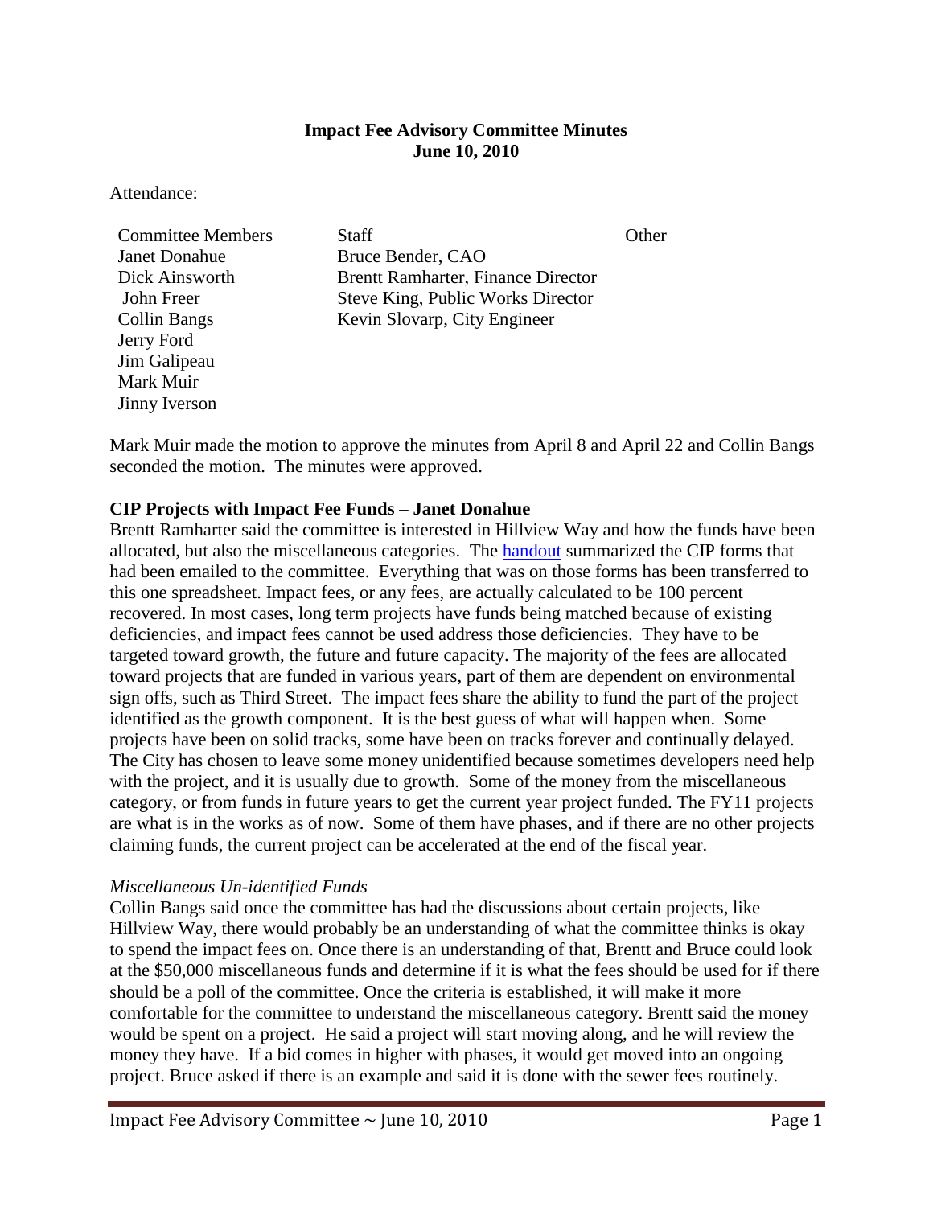**Impact Fee Advisory Committee Minutes**
**June 10, 2010**

Attendance:

| Committee Members | Staff | Other |
|---|---|---|
| Janet Donahue | Bruce Bender, CAO | |
| Dick Ainsworth | Brentt Ramharter, Finance Director | |
| John Freer | Steve King, Public Works Director | |
| Collin Bangs | Kevin Slovarp, City Engineer | |
| Jerry Ford | | |
| Jim Galipeau | | |
| Mark Muir | | |
| Jinny Iverson | | |

Mark Muir made the motion to approve the minutes from April 8 and April 22 and Collin Bangs seconded the motion. The minutes were approved.

**CIP Projects with Impact Fee Funds – Janet Donahue**

Brentt Ramharter said the committee is interested in Hillview Way and how the funds have been allocated, but also the miscellaneous categories. The handout summarized the CIP forms that had been emailed to the committee. Everything that was on those forms has been transferred to this one spreadsheet. Impact fees, or any fees, are actually calculated to be 100 percent recovered. In most cases, long term projects have funds being matched because of existing deficiencies, and impact fees cannot be used address those deficiencies. They have to be targeted toward growth, the future and future capacity. The majority of the fees are allocated toward projects that are funded in various years, part of them are dependent on environmental sign offs, such as Third Street. The impact fees share the ability to fund the part of the project identified as the growth component. It is the best guess of what will happen when. Some projects have been on solid tracks, some have been on tracks forever and continually delayed. The City has chosen to leave some money unidentified because sometimes developers need help with the project, and it is usually due to growth. Some of the money from the miscellaneous category, or from funds in future years to get the current year project funded. The FY11 projects are what is in the works as of now. Some of them have phases, and if there are no other projects claiming funds, the current project can be accelerated at the end of the fiscal year.

*Miscellaneous Un-identified Funds*

Collin Bangs said once the committee has had the discussions about certain projects, like Hillview Way, there would probably be an understanding of what the committee thinks is okay to spend the impact fees on. Once there is an understanding of that, Brentt and Bruce could look at the $50,000 miscellaneous funds and determine if it is what the fees should be used for if there should be a poll of the committee. Once the criteria is established, it will make it more comfortable for the committee to understand the miscellaneous category. Brentt said the money would be spent on a project. He said a project will start moving along, and he will review the money they have. If a bid comes in higher with phases, it would get moved into an ongoing project. Bruce asked if there is an example and said it is done with the sewer fees routinely.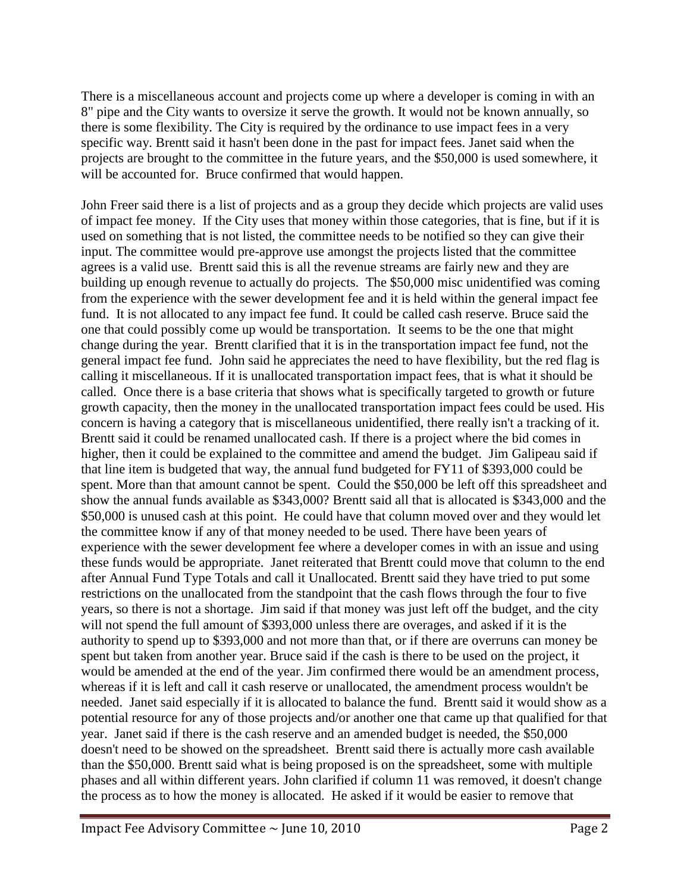There is a miscellaneous account and projects come up where a developer is coming in with an 8" pipe and the City wants to oversize it serve the growth. It would not be known annually, so there is some flexibility. The City is required by the ordinance to use impact fees in a very specific way. Brentt said it hasn't been done in the past for impact fees. Janet said when the projects are brought to the committee in the future years, and the $50,000 is used somewhere, it will be accounted for. Bruce confirmed that would happen.

John Freer said there is a list of projects and as a group they decide which projects are valid uses of impact fee money. If the City uses that money within those categories, that is fine, but if it is used on something that is not listed, the committee needs to be notified so they can give their input. The committee would pre-approve use amongst the projects listed that the committee agrees is a valid use. Brentt said this is all the revenue streams are fairly new and they are building up enough revenue to actually do projects. The $50,000 misc unidentified was coming from the experience with the sewer development fee and it is held within the general impact fee fund. It is not allocated to any impact fee fund. It could be called cash reserve. Bruce said the one that could possibly come up would be transportation. It seems to be the one that might change during the year. Brentt clarified that it is in the transportation impact fee fund, not the general impact fee fund. John said he appreciates the need to have flexibility, but the red flag is calling it miscellaneous. If it is unallocated transportation impact fees, that is what it should be called. Once there is a base criteria that shows what is specifically targeted to growth or future growth capacity, then the money in the unallocated transportation impact fees could be used. His concern is having a category that is miscellaneous unidentified, there really isn't a tracking of it. Brentt said it could be renamed unallocated cash. If there is a project where the bid comes in higher, then it could be explained to the committee and amend the budget. Jim Galipeau said if that line item is budgeted that way, the annual fund budgeted for FY11 of $393,000 could be spent. More than that amount cannot be spent. Could the $50,000 be left off this spreadsheet and show the annual funds available as $343,000? Brentt said all that is allocated is $343,000 and the $50,000 is unused cash at this point. He could have that column moved over and they would let the committee know if any of that money needed to be used. There have been years of experience with the sewer development fee where a developer comes in with an issue and using these funds would be appropriate. Janet reiterated that Brentt could move that column to the end after Annual Fund Type Totals and call it Unallocated. Brentt said they have tried to put some restrictions on the unallocated from the standpoint that the cash flows through the four to five years, so there is not a shortage. Jim said if that money was just left off the budget, and the city will not spend the full amount of $393,000 unless there are overages, and asked if it is the authority to spend up to $393,000 and not more than that, or if there are overruns can money be spent but taken from another year. Bruce said if the cash is there to be used on the project, it would be amended at the end of the year. Jim confirmed there would be an amendment process, whereas if it is left and call it cash reserve or unallocated, the amendment process wouldn't be needed. Janet said especially if it is allocated to balance the fund. Brentt said it would show as a potential resource for any of those projects and/or another one that came up that qualified for that year. Janet said if there is the cash reserve and an amended budget is needed, the $50,000 doesn't need to be showed on the spreadsheet. Brentt said there is actually more cash available than the $50,000. Brentt said what is being proposed is on the spreadsheet, some with multiple phases and all within different years. John clarified if column 11 was removed, it doesn't change the process as to how the money is allocated. He asked if it would be easier to remove that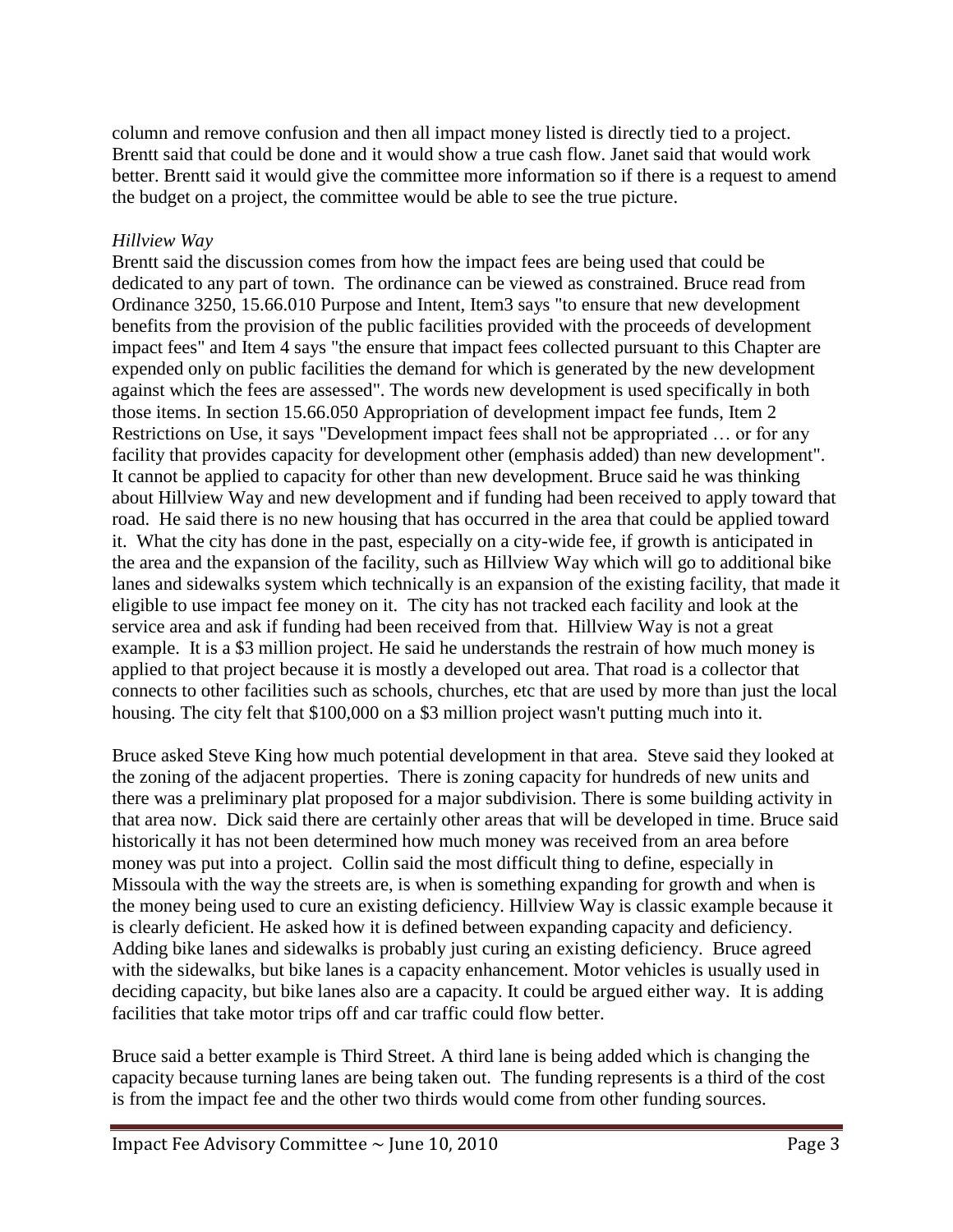column and remove confusion and then all impact money listed is directly tied to a project. Brentt said that could be done and it would show a true cash flow. Janet said that would work better. Brentt said it would give the committee more information so if there is a request to amend the budget on a project, the committee would be able to see the true picture.

*Hillview Way*

Brentt said the discussion comes from how the impact fees are being used that could be dedicated to any part of town. The ordinance can be viewed as constrained. Bruce read from Ordinance 3250, 15.66.010 Purpose and Intent, Item3 says "to ensure that new development benefits from the provision of the public facilities provided with the proceeds of development impact fees" and Item 4 says "the ensure that impact fees collected pursuant to this Chapter are expended only on public facilities the demand for which is generated by the new development against which the fees are assessed". The words new development is used specifically in both those items. In section 15.66.050 Appropriation of development impact fee funds, Item 2 Restrictions on Use, it says "Development impact fees shall not be appropriated … or for any facility that provides capacity for development other (emphasis added) than new development". It cannot be applied to capacity for other than new development. Bruce said he was thinking about Hillview Way and new development and if funding had been received to apply toward that road. He said there is no new housing that has occurred in the area that could be applied toward it. What the city has done in the past, especially on a city-wide fee, if growth is anticipated in the area and the expansion of the facility, such as Hillview Way which will go to additional bike lanes and sidewalks system which technically is an expansion of the existing facility, that made it eligible to use impact fee money on it. The city has not tracked each facility and look at the service area and ask if funding had been received from that. Hillview Way is not a great example. It is a $3 million project. He said he understands the restrain of how much money is applied to that project because it is mostly a developed out area. That road is a collector that connects to other facilities such as schools, churches, etc that are used by more than just the local housing. The city felt that $100,000 on a $3 million project wasn't putting much into it.

Bruce asked Steve King how much potential development in that area. Steve said they looked at the zoning of the adjacent properties. There is zoning capacity for hundreds of new units and there was a preliminary plat proposed for a major subdivision. There is some building activity in that area now. Dick said there are certainly other areas that will be developed in time. Bruce said historically it has not been determined how much money was received from an area before money was put into a project. Collin said the most difficult thing to define, especially in Missoula with the way the streets are, is when is something expanding for growth and when is the money being used to cure an existing deficiency. Hillview Way is classic example because it is clearly deficient. He asked how it is defined between expanding capacity and deficiency. Adding bike lanes and sidewalks is probably just curing an existing deficiency. Bruce agreed with the sidewalks, but bike lanes is a capacity enhancement. Motor vehicles is usually used in deciding capacity, but bike lanes also are a capacity. It could be argued either way. It is adding facilities that take motor trips off and car traffic could flow better.

Bruce said a better example is Third Street. A third lane is being added which is changing the capacity because turning lanes are being taken out. The funding represents is a third of the cost is from the impact fee and the other two thirds would come from other funding sources.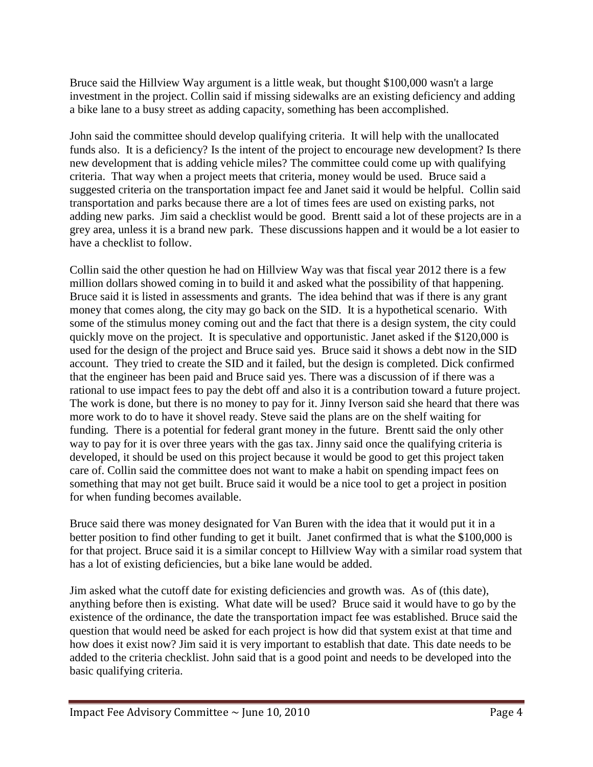Bruce said the Hillview Way argument is a little weak, but thought $100,000 wasn't a large investment in the project. Collin said if missing sidewalks are an existing deficiency and adding a bike lane to a busy street as adding capacity, something has been accomplished.

John said the committee should develop qualifying criteria. It will help with the unallocated funds also. It is a deficiency? Is the intent of the project to encourage new development? Is there new development that is adding vehicle miles? The committee could come up with qualifying criteria. That way when a project meets that criteria, money would be used. Bruce said a suggested criteria on the transportation impact fee and Janet said it would be helpful. Collin said transportation and parks because there are a lot of times fees are used on existing parks, not adding new parks. Jim said a checklist would be good. Brentt said a lot of these projects are in a grey area, unless it is a brand new park. These discussions happen and it would be a lot easier to have a checklist to follow.

Collin said the other question he had on Hillview Way was that fiscal year 2012 there is a few million dollars showed coming in to build it and asked what the possibility of that happening. Bruce said it is listed in assessments and grants. The idea behind that was if there is any grant money that comes along, the city may go back on the SID. It is a hypothetical scenario. With some of the stimulus money coming out and the fact that there is a design system, the city could quickly move on the project. It is speculative and opportunistic. Janet asked if the $120,000 is used for the design of the project and Bruce said yes. Bruce said it shows a debt now in the SID account. They tried to create the SID and it failed, but the design is completed. Dick confirmed that the engineer has been paid and Bruce said yes. There was a discussion of if there was a rational to use impact fees to pay the debt off and also it is a contribution toward a future project. The work is done, but there is no money to pay for it. Jinny Iverson said she heard that there was more work to do to have it shovel ready. Steve said the plans are on the shelf waiting for funding. There is a potential for federal grant money in the future. Brentt said the only other way to pay for it is over three years with the gas tax. Jinny said once the qualifying criteria is developed, it should be used on this project because it would be good to get this project taken care of. Collin said the committee does not want to make a habit on spending impact fees on something that may not get built. Bruce said it would be a nice tool to get a project in position for when funding becomes available.

Bruce said there was money designated for Van Buren with the idea that it would put it in a better position to find other funding to get it built. Janet confirmed that is what the $100,000 is for that project. Bruce said it is a similar concept to Hillview Way with a similar road system that has a lot of existing deficiencies, but a bike lane would be added.

Jim asked what the cutoff date for existing deficiencies and growth was. As of (this date), anything before then is existing. What date will be used? Bruce said it would have to go by the existence of the ordinance, the date the transportation impact fee was established. Bruce said the question that would need be asked for each project is how did that system exist at that time and how does it exist now? Jim said it is very important to establish that date. This date needs to be added to the criteria checklist. John said that is a good point and needs to be developed into the basic qualifying criteria.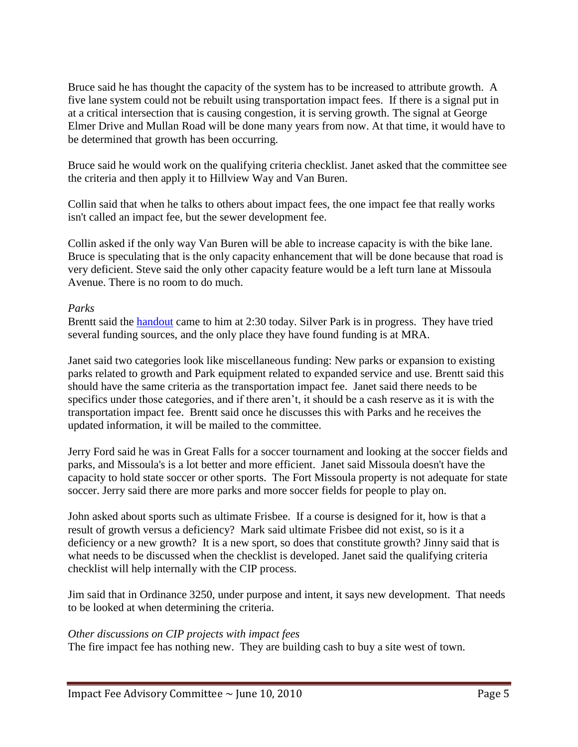Bruce said he has thought the capacity of the system has to be increased to attribute growth. A five lane system could not be rebuilt using transportation impact fees. If there is a signal put in at a critical intersection that is causing congestion, it is serving growth. The signal at George Elmer Drive and Mullan Road will be done many years from now. At that time, it would have to be determined that growth has been occurring.

Bruce said he would work on the qualifying criteria checklist. Janet asked that the committee see the criteria and then apply it to Hillview Way and Van Buren.

Collin said that when he talks to others about impact fees, the one impact fee that really works isn't called an impact fee, but the sewer development fee.

Collin asked if the only way Van Buren will be able to increase capacity is with the bike lane. Bruce is speculating that is the only capacity enhancement that will be done because that road is very deficient. Steve said the only other capacity feature would be a left turn lane at Missoula Avenue. There is no room to do much.

*Parks*

Brentt said the handout came to him at 2:30 today. Silver Park is in progress. They have tried several funding sources, and the only place they have found funding is at MRA.

Janet said two categories look like miscellaneous funding: New parks or expansion to existing parks related to growth and Park equipment related to expanded service and use. Brentt said this should have the same criteria as the transportation impact fee. Janet said there needs to be specifics under those categories, and if there aren't, it should be a cash reserve as it is with the transportation impact fee. Brentt said once he discusses this with Parks and he receives the updated information, it will be mailed to the committee.

Jerry Ford said he was in Great Falls for a soccer tournament and looking at the soccer fields and parks, and Missoula's is a lot better and more efficient. Janet said Missoula doesn't have the capacity to hold state soccer or other sports. The Fort Missoula property is not adequate for state soccer. Jerry said there are more parks and more soccer fields for people to play on.

John asked about sports such as ultimate Frisbee. If a course is designed for it, how is that a result of growth versus a deficiency? Mark said ultimate Frisbee did not exist, so is it a deficiency or a new growth? It is a new sport, so does that constitute growth? Jinny said that is what needs to be discussed when the checklist is developed. Janet said the qualifying criteria checklist will help internally with the CIP process.

Jim said that in Ordinance 3250, under purpose and intent, it says new development. That needs to be looked at when determining the criteria.

*Other discussions on CIP projects with impact fees*

The fire impact fee has nothing new. They are building cash to buy a site west of town.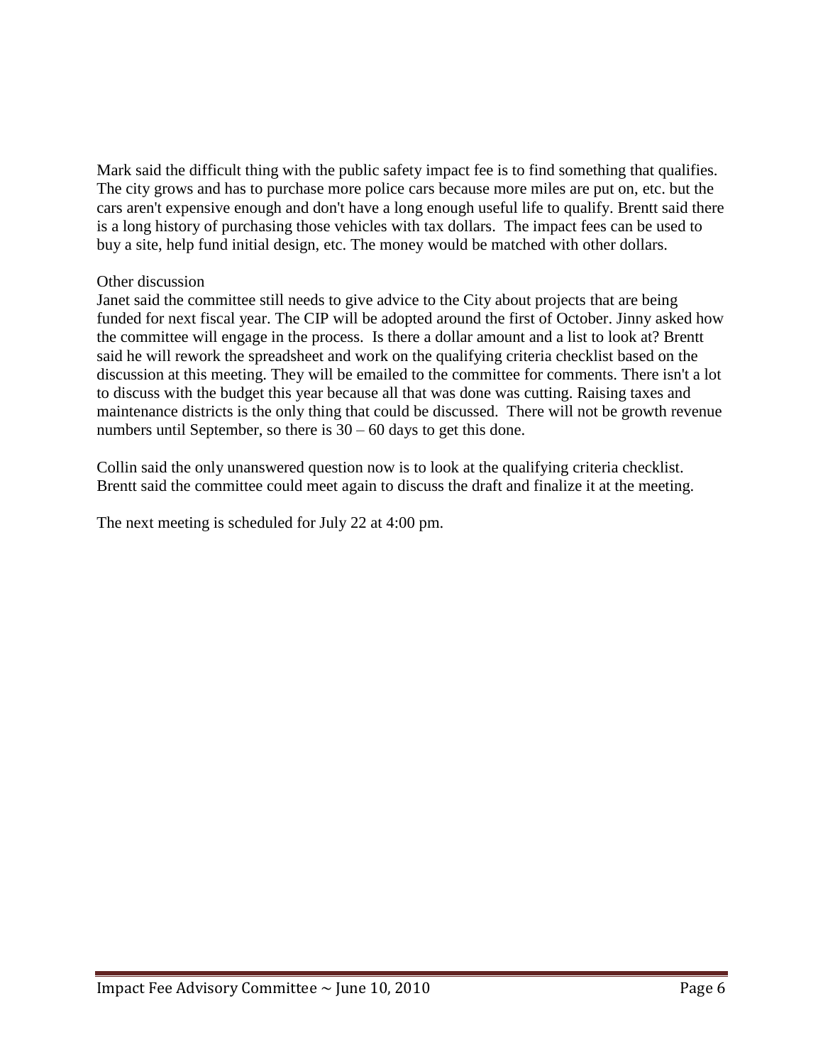Mark said the difficult thing with the public safety impact fee is to find something that qualifies. The city grows and has to purchase more police cars because more miles are put on, etc. but the cars aren't expensive enough and don't have a long enough useful life to qualify. Brentt said there is a long history of purchasing those vehicles with tax dollars. The impact fees can be used to buy a site, help fund initial design, etc. The money would be matched with other dollars.

Other discussion

Janet said the committee still needs to give advice to the City about projects that are being funded for next fiscal year. The CIP will be adopted around the first of October. Jinny asked how the committee will engage in the process. Is there a dollar amount and a list to look at? Brentt said he will rework the spreadsheet and work on the qualifying criteria checklist based on the discussion at this meeting. They will be emailed to the committee for comments. There isn't a lot to discuss with the budget this year because all that was done was cutting. Raising taxes and maintenance districts is the only thing that could be discussed. There will not be growth revenue numbers until September, so there is 30 – 60 days to get this done.

Collin said the only unanswered question now is to look at the qualifying criteria checklist. Brentt said the committee could meet again to discuss the draft and finalize it at the meeting.

The next meeting is scheduled for July 22 at 4:00 pm.